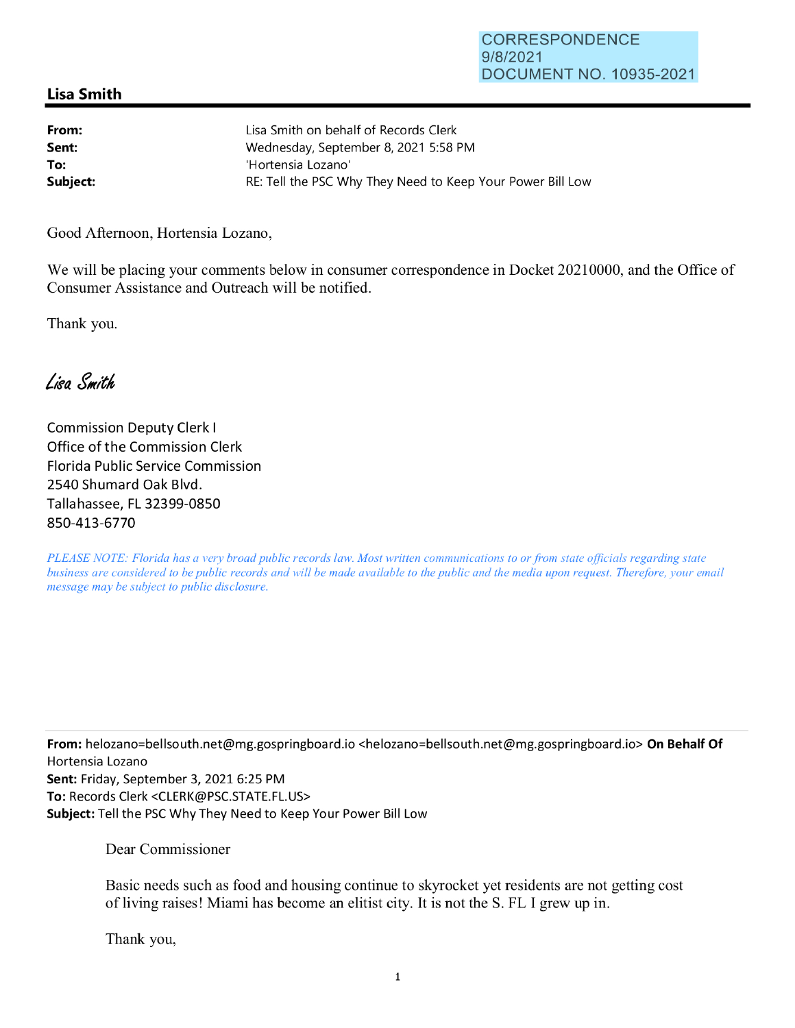CORRESPONDENCE
9/8/2021
DOCUMENT NO. 10935-2021

## Lisa Smith

| | |
|---|---|
| **From:** | Lisa Smith on behalf of Records Clerk |
| **Sent:** | Wednesday, September 8, 2021 5:58 PM |
| **To:** | 'Hortensia Lozano' |
| **Subject:** | RE: Tell the PSC Why They Need to Keep Your Power Bill Low |

Good Afternoon, Hortensia Lozano,

We will be placing your comments below in consumer correspondence in Docket 20210000, and the Office of Consumer Assistance and Outreach will be notified.

Thank you.

*Lisa Smith*

Commission Deputy Clerk I
Office of the Commission Clerk
Florida Public Service Commission
2540 Shumard Oak Blvd.
Tallahassee, FL 32399-0850
850-413-6770

*PLEASE NOTE: Florida has a very broad public records law. Most written communications to or from state officials regarding state business are considered to be public records and will be made available to the public and the media upon request. Therefore, your email message may be subject to public disclosure.*

---

**From:** helozano=bellsouth.net@mg.gospringboard.io <helozano=bellsouth.net@mg.gospringboard.io> **On Behalf Of** Hortensia Lozano
**Sent:** Friday, September 3, 2021 6:25 PM
**To:** Records Clerk <CLERK@PSC.STATE.FL.US>
**Subject:** Tell the PSC Why They Need to Keep Your Power Bill Low

Dear Commissioner

Basic needs such as food and housing continue to skyrocket yet residents are not getting cost of living raises! Miami has become an elitist city. It is not the S. FL I grew up in.

Thank you,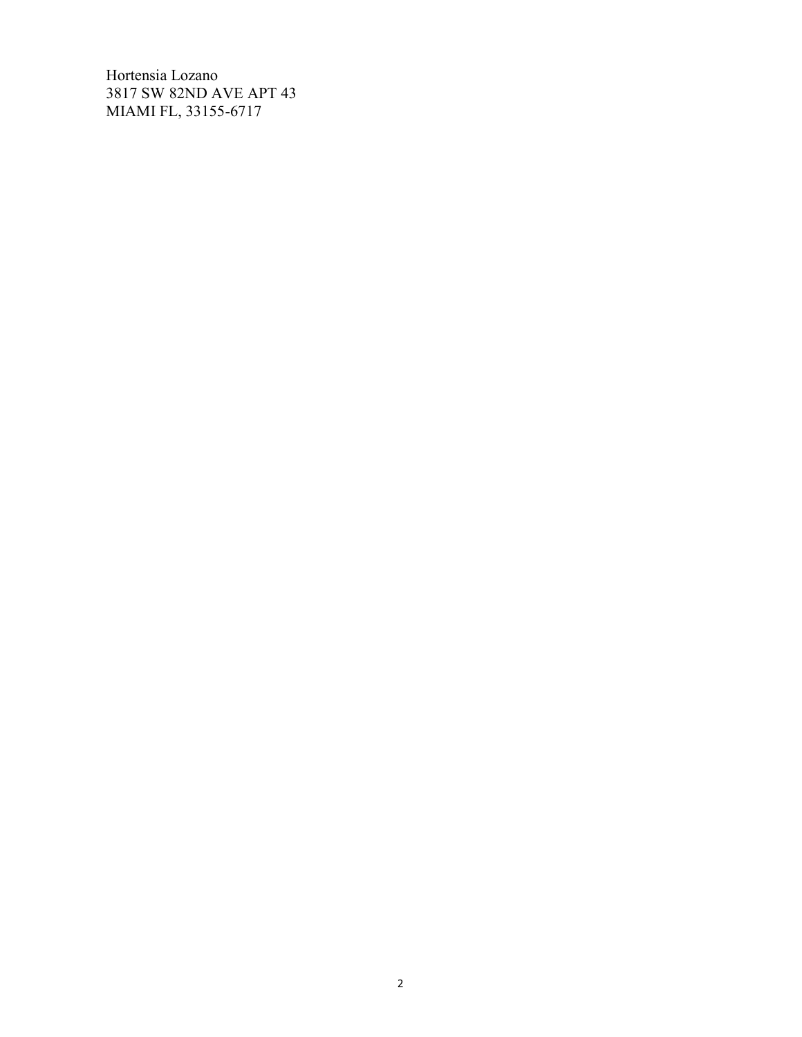Hortensia Lozano
3817 SW 82ND AVE APT 43
MIAMI FL, 33155-6717